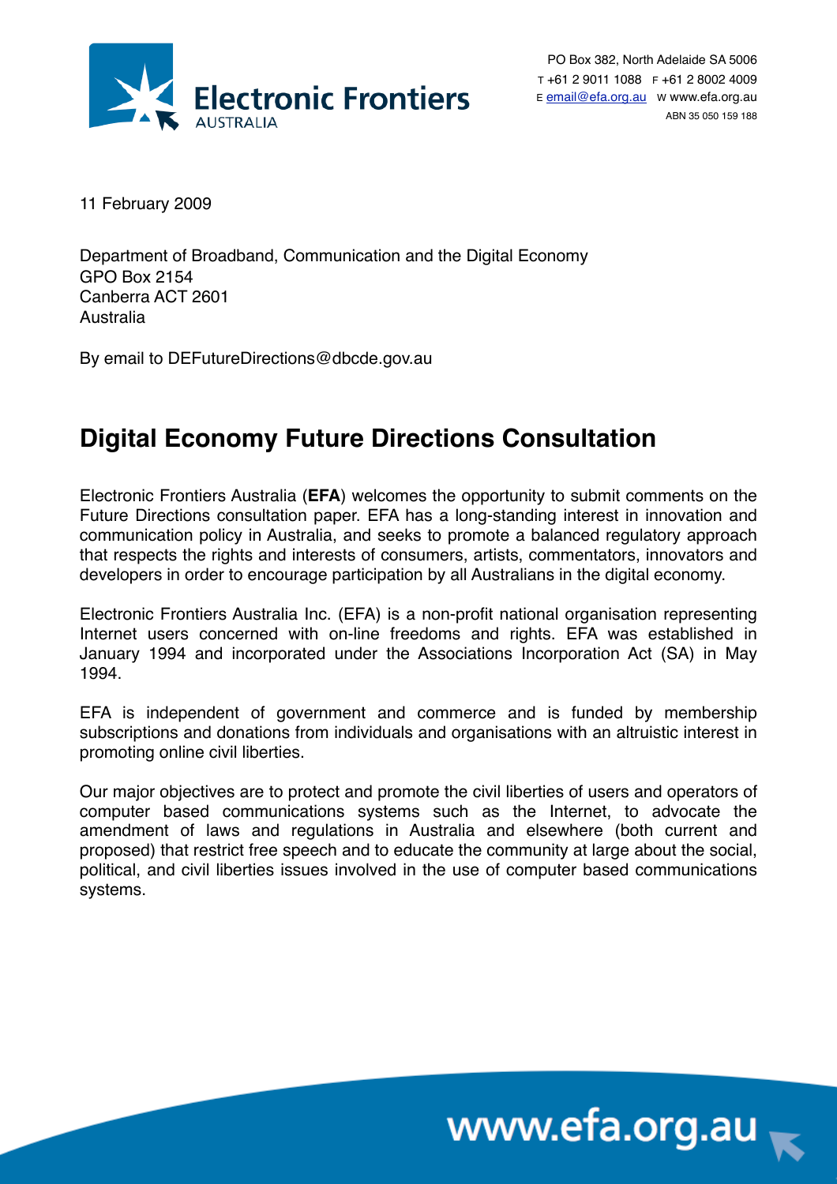PO Box 382, North Adelaide SA 5006
T +61 2 9011 1088 F +61 2 8002 4009
E email@efa.org.au W www.efa.org.au
ABN 35 050 159 188

11 February 2009

Department of Broadband, Communication and the Digital Economy
GPO Box 2154
Canberra ACT 2601
Australia

By email to DEFutureDirections@dbcde.gov.au

# Digital Economy Future Directions Consultation

Electronic Frontiers Australia (**EFA**) welcomes the opportunity to submit comments on the Future Directions consultation paper. EFA has a long-standing interest in innovation and communication policy in Australia, and seeks to promote a balanced regulatory approach that respects the rights and interests of consumers, artists, commentators, innovators and developers in order to encourage participation by all Australians in the digital economy.

Electronic Frontiers Australia Inc. (EFA) is a non-profit national organisation representing Internet users concerned with on-line freedoms and rights. EFA was established in January 1994 and incorporated under the Associations Incorporation Act (SA) in May 1994.

EFA is independent of government and commerce and is funded by membership subscriptions and donations from individuals and organisations with an altruistic interest in promoting online civil liberties.

Our major objectives are to protect and promote the civil liberties of users and operators of computer based communications systems such as the Internet, to advocate the amendment of laws and regulations in Australia and elsewhere (both current and proposed) that restrict free speech and to educate the community at large about the social, political, and civil liberties issues involved in the use of computer based communications systems.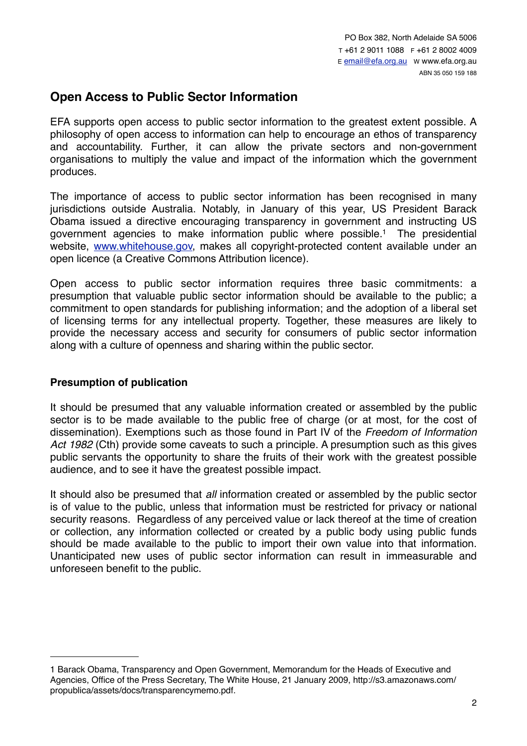PO Box 382, North Adelaide SA 5006
T +61 2 9011 1088 F +61 2 8002 4009
E email@efa.org.au W www.efa.org.au
ABN 35 050 159 188

## Open Access to Public Sector Information

EFA supports open access to public sector information to the greatest extent possible. A philosophy of open access to information can help to encourage an ethos of transparency and accountability. Further, it can allow the private sectors and non-government organisations to multiply the value and impact of the information which the government produces.

The importance of access to public sector information has been recognised in many jurisdictions outside Australia. Notably, in January of this year, US President Barack Obama issued a directive encouraging transparency in government and instructing US government agencies to make information public where possible.[1] The presidential website, www.whitehouse.gov, makes all copyright-protected content available under an open licence (a Creative Commons Attribution licence).

Open access to public sector information requires three basic commitments: a presumption that valuable public sector information should be available to the public; a commitment to open standards for publishing information; and the adoption of a liberal set of licensing terms for any intellectual property. Together, these measures are likely to provide the necessary access and security for consumers of public sector information along with a culture of openness and sharing within the public sector.

### Presumption of publication

It should be presumed that any valuable information created or assembled by the public sector is to be made available to the public free of charge (or at most, for the cost of dissemination). Exemptions such as those found in Part IV of the *Freedom of Information Act 1982* (Cth) provide some caveats to such a principle. A presumption such as this gives public servants the opportunity to share the fruits of their work with the greatest possible audience, and to see it have the greatest possible impact.

It should also be presumed that *all* information created or assembled by the public sector is of value to the public, unless that information must be restricted for privacy or national security reasons. Regardless of any perceived value or lack thereof at the time of creation or collection, any information collected or created by a public body using public funds should be made available to the public to import their own value into that information. Unanticipated new uses of public sector information can result in immeasurable and unforeseen benefit to the public.

---

1 Barack Obama, Transparency and Open Government, Memorandum for the Heads of Executive and Agencies, Office of the Press Secretary, The White House, 21 January 2009, http://s3.amazonaws.com/propublica/assets/docs/transparencymemo.pdf.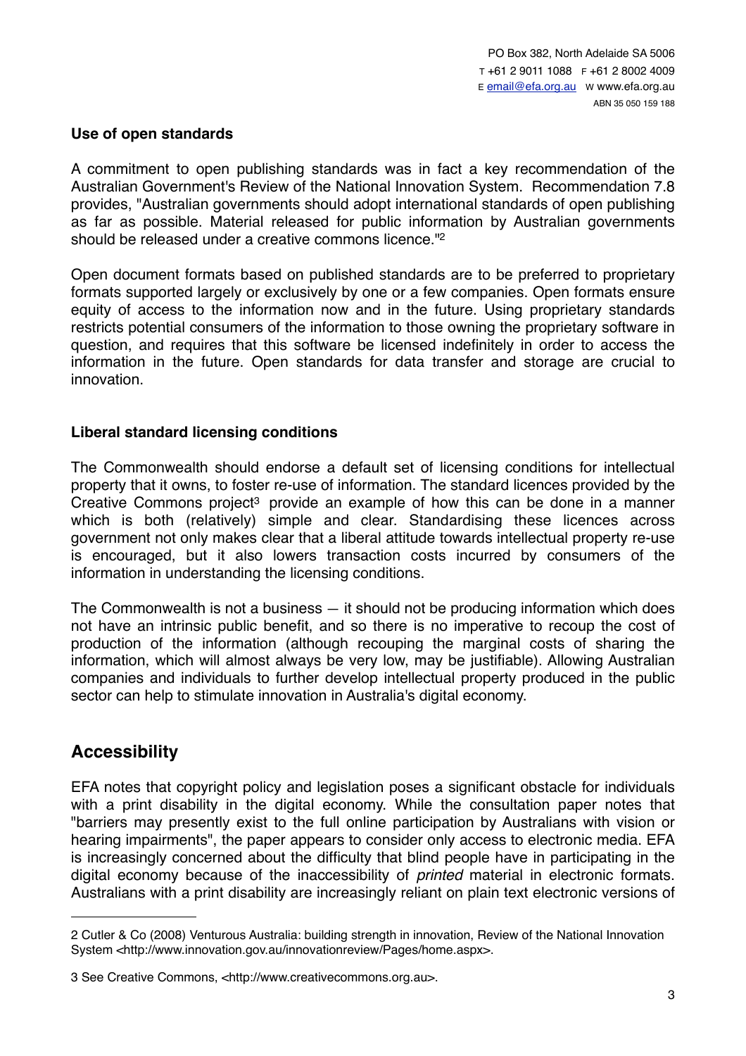PO Box 382, North Adelaide SA 5006
T +61 2 9011 1088 F +61 2 8002 4009
E email@efa.org.au W www.efa.org.au
ABN 35 050 159 188

### Use of open standards

A commitment to open publishing standards was in fact a key recommendation of the Australian Government's Review of the National Innovation System. Recommendation 7.8 provides, "Australian governments should adopt international standards of open publishing as far as possible. Material released for public information by Australian governments should be released under a creative commons licence."[2]

Open document formats based on published standards are to be preferred to proprietary formats supported largely or exclusively by one or a few companies. Open formats ensure equity of access to the information now and in the future. Using proprietary standards restricts potential consumers of the information to those owning the proprietary software in question, and requires that this software be licensed indefinitely in order to access the information in the future. Open standards for data transfer and storage are crucial to innovation.

### Liberal standard licensing conditions

The Commonwealth should endorse a default set of licensing conditions for intellectual property that it owns, to foster re-use of information. The standard licences provided by the Creative Commons project[3] provide an example of how this can be done in a manner which is both (relatively) simple and clear. Standardising these licences across government not only makes clear that a liberal attitude towards intellectual property re-use is encouraged, but it also lowers transaction costs incurred by consumers of the information in understanding the licensing conditions.

The Commonwealth is not a business — it should not be producing information which does not have an intrinsic public benefit, and so there is no imperative to recoup the cost of production of the information (although recouping the marginal costs of sharing the information, which will almost always be very low, may be justifiable). Allowing Australian companies and individuals to further develop intellectual property produced in the public sector can help to stimulate innovation in Australia's digital economy.

## Accessibility

EFA notes that copyright policy and legislation poses a significant obstacle for individuals with a print disability in the digital economy. While the consultation paper notes that "barriers may presently exist to the full online participation by Australians with vision or hearing impairments", the paper appears to consider only access to electronic media. EFA is increasingly concerned about the difficulty that blind people have in participating in the digital economy because of the inaccessibility of *printed* material in electronic formats. Australians with a print disability are increasingly reliant on plain text electronic versions of

---

2 Cutler & Co (2008) Venturous Australia: building strength in innovation, Review of the National Innovation System <http://www.innovation.gov.au/innovationreview/Pages/home.aspx>.

3 See Creative Commons, <http://www.creativecommons.org.au>.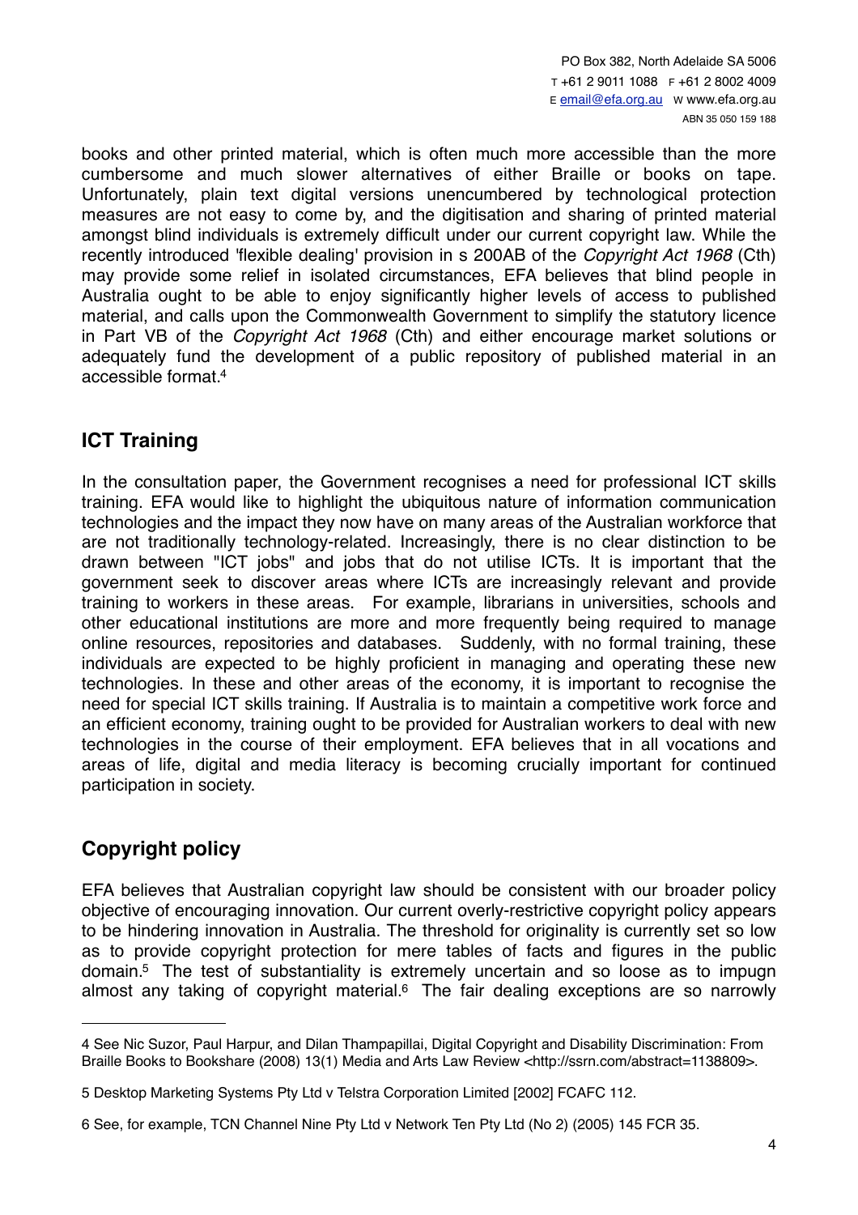books and other printed material, which is often much more accessible than the more cumbersome and much slower alternatives of either Braille or books on tape. Unfortunately, plain text digital versions unencumbered by technological protection measures are not easy to come by, and the digitisation and sharing of printed material amongst blind individuals is extremely difficult under our current copyright law. While the recently introduced 'flexible dealing' provision in s 200AB of the *Copyright Act 1968* (Cth) may provide some relief in isolated circumstances, EFA believes that blind people in Australia ought to be able to enjoy significantly higher levels of access to published material, and calls upon the Commonwealth Government to simplify the statutory licence in Part VB of the *Copyright Act 1968* (Cth) and either encourage market solutions or adequately fund the development of a public repository of published material in an accessible format.[4]

## ICT Training

In the consultation paper, the Government recognises a need for professional ICT skills training. EFA would like to highlight the ubiquitous nature of information communication technologies and the impact they now have on many areas of the Australian workforce that are not traditionally technology-related. Increasingly, there is no clear distinction to be drawn between "ICT jobs" and jobs that do not utilise ICTs. It is important that the government seek to discover areas where ICTs are increasingly relevant and provide training to workers in these areas. For example, librarians in universities, schools and other educational institutions are more and more frequently being required to manage online resources, repositories and databases. Suddenly, with no formal training, these individuals are expected to be highly proficient in managing and operating these new technologies. In these and other areas of the economy, it is important to recognise the need for special ICT skills training. If Australia is to maintain a competitive work force and an efficient economy, training ought to be provided for Australian workers to deal with new technologies in the course of their employment. EFA believes that in all vocations and areas of life, digital and media literacy is becoming crucially important for continued participation in society.

## Copyright policy

EFA believes that Australian copyright law should be consistent with our broader policy objective of encouraging innovation. Our current overly-restrictive copyright policy appears to be hindering innovation in Australia. The threshold for originality is currently set so low as to provide copyright protection for mere tables of facts and figures in the public domain.[5] The test of substantiality is extremely uncertain and so loose as to impugn almost any taking of copyright material.[6] The fair dealing exceptions are so narrowly

---

4 See Nic Suzor, Paul Harpur, and Dilan Thampapillai, Digital Copyright and Disability Discrimination: From Braille Books to Bookshare (2008) 13(1) Media and Arts Law Review <http://ssrn.com/abstract=1138809>.

5 Desktop Marketing Systems Pty Ltd v Telstra Corporation Limited [2002] FCAFC 112.

6 See, for example, TCN Channel Nine Pty Ltd v Network Ten Pty Ltd (No 2) (2005) 145 FCR 35.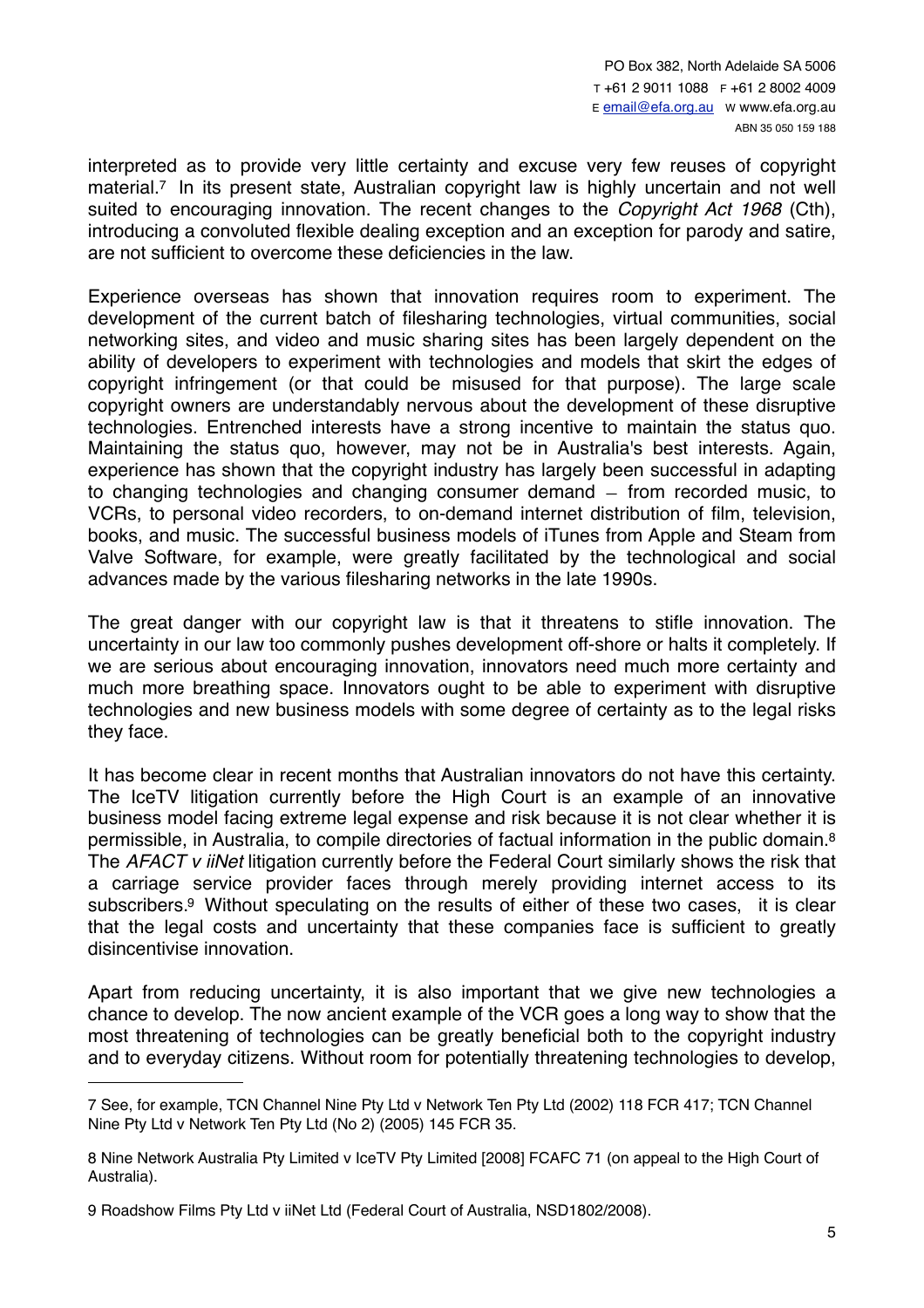interpreted as to provide very little certainty and excuse very few reuses of copyright material.[7] In its present state, Australian copyright law is highly uncertain and not well suited to encouraging innovation. The recent changes to the *Copyright Act 1968* (Cth), introducing a convoluted flexible dealing exception and an exception for parody and satire, are not sufficient to overcome these deficiencies in the law.

Experience overseas has shown that innovation requires room to experiment. The development of the current batch of filesharing technologies, virtual communities, social networking sites, and video and music sharing sites has been largely dependent on the ability of developers to experiment with technologies and models that skirt the edges of copyright infringement (or that could be misused for that purpose). The large scale copyright owners are understandably nervous about the development of these disruptive technologies. Entrenched interests have a strong incentive to maintain the status quo. Maintaining the status quo, however, may not be in Australia's best interests. Again, experience has shown that the copyright industry has largely been successful in adapting to changing technologies and changing consumer demand – from recorded music, to VCRs, to personal video recorders, to on-demand internet distribution of film, television, books, and music. The successful business models of iTunes from Apple and Steam from Valve Software, for example, were greatly facilitated by the technological and social advances made by the various filesharing networks in the late 1990s.

The great danger with our copyright law is that it threatens to stifle innovation. The uncertainty in our law too commonly pushes development off-shore or halts it completely. If we are serious about encouraging innovation, innovators need much more certainty and much more breathing space. Innovators ought to be able to experiment with disruptive technologies and new business models with some degree of certainty as to the legal risks they face.

It has become clear in recent months that Australian innovators do not have this certainty. The IceTV litigation currently before the High Court is an example of an innovative business model facing extreme legal expense and risk because it is not clear whether it is permissible, in Australia, to compile directories of factual information in the public domain.[8] The *AFACT v iiNet* litigation currently before the Federal Court similarly shows the risk that a carriage service provider faces through merely providing internet access to its subscribers.[9] Without speculating on the results of either of these two cases, it is clear that the legal costs and uncertainty that these companies face is sufficient to greatly disincentivise innovation.

Apart from reducing uncertainty, it is also important that we give new technologies a chance to develop. The now ancient example of the VCR goes a long way to show that the most threatening of technologies can be greatly beneficial both to the copyright industry and to everyday citizens. Without room for potentially threatening technologies to develop,

---

7 See, for example, TCN Channel Nine Pty Ltd v Network Ten Pty Ltd (2002) 118 FCR 417; TCN Channel Nine Pty Ltd v Network Ten Pty Ltd (No 2) (2005) 145 FCR 35.

8 Nine Network Australia Pty Limited v IceTV Pty Limited [2008] FCAFC 71 (on appeal to the High Court of Australia).

9 Roadshow Films Pty Ltd v iiNet Ltd (Federal Court of Australia, NSD1802/2008).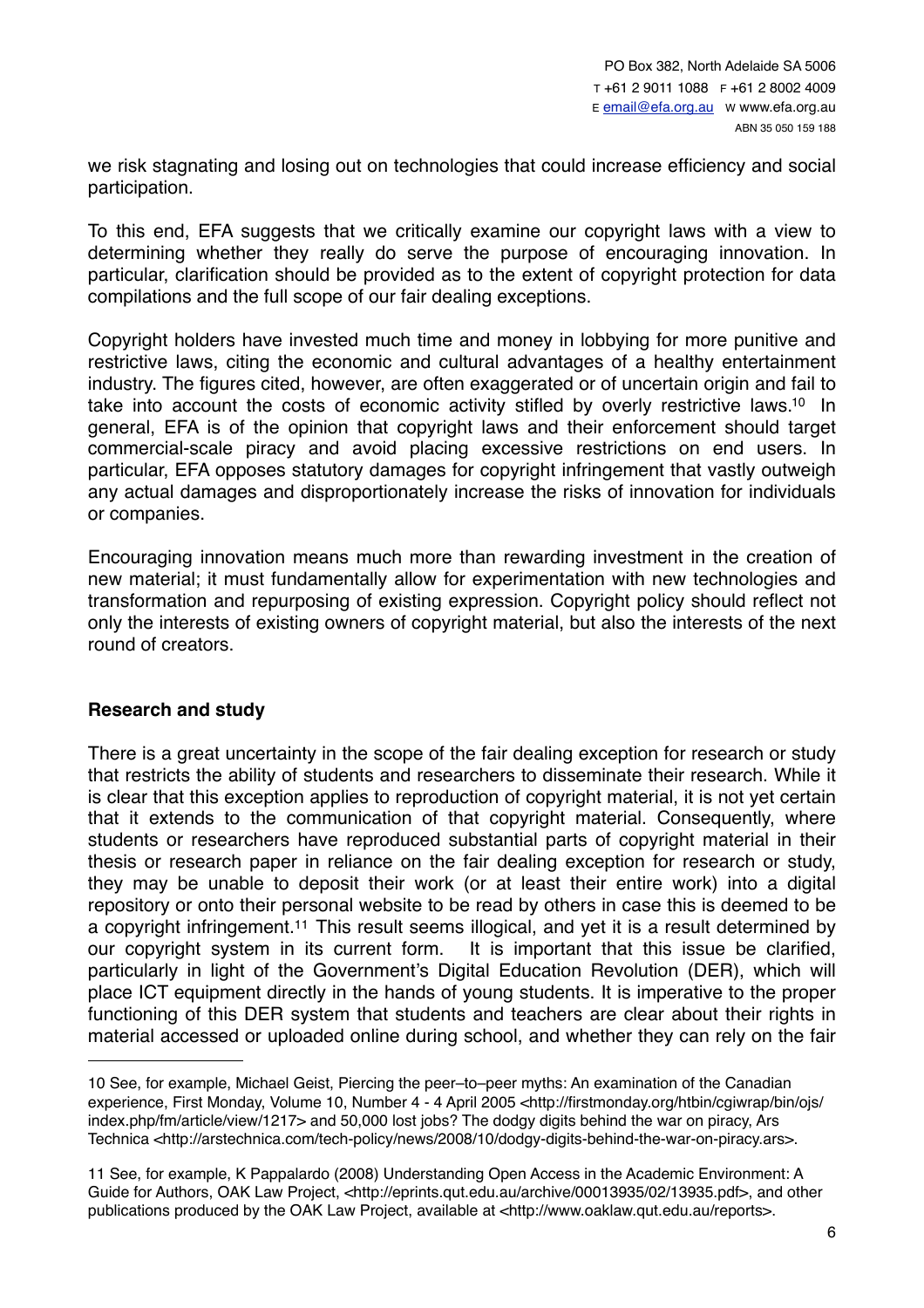we risk stagnating and losing out on technologies that could increase efficiency and social participation.

To this end, EFA suggests that we critically examine our copyright laws with a view to determining whether they really do serve the purpose of encouraging innovation. In particular, clarification should be provided as to the extent of copyright protection for data compilations and the full scope of our fair dealing exceptions.

Copyright holders have invested much time and money in lobbying for more punitive and restrictive laws, citing the economic and cultural advantages of a healthy entertainment industry. The figures cited, however, are often exaggerated or of uncertain origin and fail to take into account the costs of economic activity stifled by overly restrictive laws.[10] In general, EFA is of the opinion that copyright laws and their enforcement should target commercial-scale piracy and avoid placing excessive restrictions on end users. In particular, EFA opposes statutory damages for copyright infringement that vastly outweigh any actual damages and disproportionately increase the risks of innovation for individuals or companies.

Encouraging innovation means much more than rewarding investment in the creation of new material; it must fundamentally allow for experimentation with new technologies and transformation and repurposing of existing expression. Copyright policy should reflect not only the interests of existing owners of copyright material, but also the interests of the next round of creators.

**Research and study**

There is a great uncertainty in the scope of the fair dealing exception for research or study that restricts the ability of students and researchers to disseminate their research. While it is clear that this exception applies to reproduction of copyright material, it is not yet certain that it extends to the communication of that copyright material. Consequently, where students or researchers have reproduced substantial parts of copyright material in their thesis or research paper in reliance on the fair dealing exception for research or study, they may be unable to deposit their work (or at least their entire work) into a digital repository or onto their personal website to be read by others in case this is deemed to be a copyright infringement.[11] This result seems illogical, and yet it is a result determined by our copyright system in its current form. It is important that this issue be clarified, particularly in light of the Government's Digital Education Revolution (DER), which will place ICT equipment directly in the hands of young students. It is imperative to the proper functioning of this DER system that students and teachers are clear about their rights in material accessed or uploaded online during school, and whether they can rely on the fair

---

10 See, for example, Michael Geist, Piercing the peer–to–peer myths: An examination of the Canadian experience, First Monday, Volume 10, Number 4 - 4 April 2005 <http://firstmonday.org/htbin/cgiwrap/bin/ojs/index.php/fm/article/view/1217> and 50,000 lost jobs? The dodgy digits behind the war on piracy, Ars Technica <http://arstechnica.com/tech-policy/news/2008/10/dodgy-digits-behind-the-war-on-piracy.ars>.

11 See, for example, K Pappalardo (2008) Understanding Open Access in the Academic Environment: A Guide for Authors, OAK Law Project, <http://eprints.qut.edu.au/archive/00013935/02/13935.pdf>, and other publications produced by the OAK Law Project, available at <http://www.oaklaw.qut.edu.au/reports>.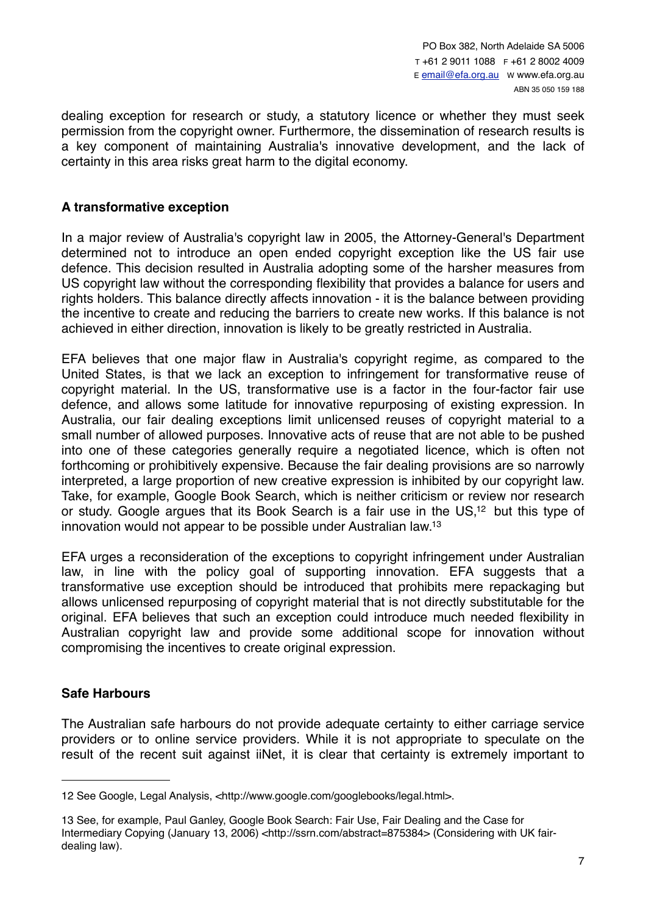dealing exception for research or study, a statutory licence or whether they must seek permission from the copyright owner. Furthermore, the dissemination of research results is a key component of maintaining Australia's innovative development, and the lack of certainty in this area risks great harm to the digital economy.

**A transformative exception**

In a major review of Australia's copyright law in 2005, the Attorney-General's Department determined not to introduce an open ended copyright exception like the US fair use defence. This decision resulted in Australia adopting some of the harsher measures from US copyright law without the corresponding flexibility that provides a balance for users and rights holders. This balance directly affects innovation - it is the balance between providing the incentive to create and reducing the barriers to create new works. If this balance is not achieved in either direction, innovation is likely to be greatly restricted in Australia.

EFA believes that one major flaw in Australia's copyright regime, as compared to the United States, is that we lack an exception to infringement for transformative reuse of copyright material. In the US, transformative use is a factor in the four-factor fair use defence, and allows some latitude for innovative repurposing of existing expression. In Australia, our fair dealing exceptions limit unlicensed reuses of copyright material to a small number of allowed purposes. Innovative acts of reuse that are not able to be pushed into one of these categories generally require a negotiated licence, which is often not forthcoming or prohibitively expensive. Because the fair dealing provisions are so narrowly interpreted, a large proportion of new creative expression is inhibited by our copyright law. Take, for example, Google Book Search, which is neither criticism or review nor research or study. Google argues that its Book Search is a fair use in the US,[12] but this type of innovation would not appear to be possible under Australian law.[13]

EFA urges a reconsideration of the exceptions to copyright infringement under Australian law, in line with the policy goal of supporting innovation. EFA suggests that a transformative use exception should be introduced that prohibits mere repackaging but allows unlicensed repurposing of copyright material that is not directly substitutable for the original. EFA believes that such an exception could introduce much needed flexibility in Australian copyright law and provide some additional scope for innovation without compromising the incentives to create original expression.

**Safe Harbours**

The Australian safe harbours do not provide adequate certainty to either carriage service providers or to online service providers. While it is not appropriate to speculate on the result of the recent suit against iiNet, it is clear that certainty is extremely important to

---

12 See Google, Legal Analysis, <http://www.google.com/googlebooks/legal.html>.

13 See, for example, Paul Ganley, Google Book Search: Fair Use, Fair Dealing and the Case for Intermediary Copying (January 13, 2006) <http://ssrn.com/abstract=875384> (Considering with UK fair-dealing law).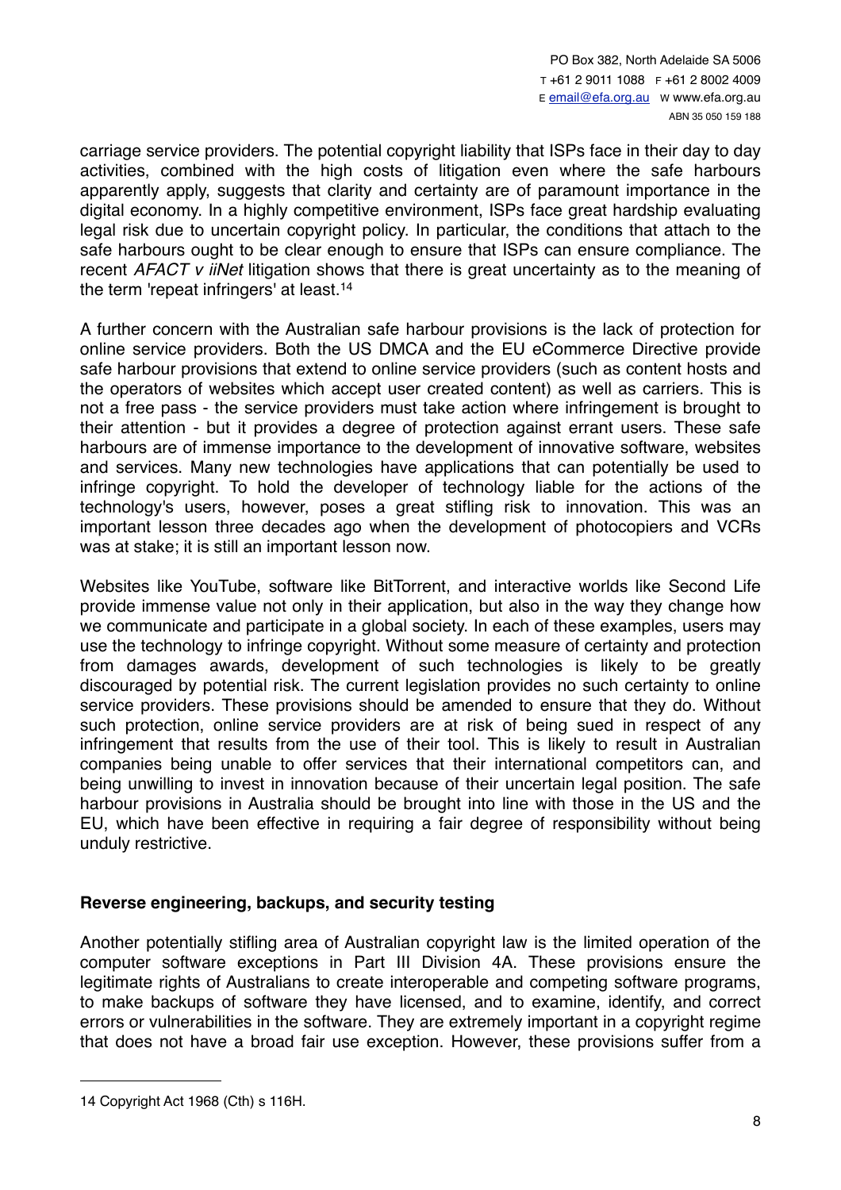carriage service providers. The potential copyright liability that ISPs face in their day to day activities, combined with the high costs of litigation even where the safe harbours apparently apply, suggests that clarity and certainty are of paramount importance in the digital economy. In a highly competitive environment, ISPs face great hardship evaluating legal risk due to uncertain copyright policy. In particular, the conditions that attach to the safe harbours ought to be clear enough to ensure that ISPs can ensure compliance. The recent *AFACT v iiNet* litigation shows that there is great uncertainty as to the meaning of the term 'repeat infringers' at least.[14]

A further concern with the Australian safe harbour provisions is the lack of protection for online service providers. Both the US DMCA and the EU eCommerce Directive provide safe harbour provisions that extend to online service providers (such as content hosts and the operators of websites which accept user created content) as well as carriers. This is not a free pass - the service providers must take action where infringement is brought to their attention - but it provides a degree of protection against errant users. These safe harbours are of immense importance to the development of innovative software, websites and services. Many new technologies have applications that can potentially be used to infringe copyright. To hold the developer of technology liable for the actions of the technology's users, however, poses a great stifling risk to innovation. This was an important lesson three decades ago when the development of photocopiers and VCRs was at stake; it is still an important lesson now.

Websites like YouTube, software like BitTorrent, and interactive worlds like Second Life provide immense value not only in their application, but also in the way they change how we communicate and participate in a global society. In each of these examples, users may use the technology to infringe copyright. Without some measure of certainty and protection from damages awards, development of such technologies is likely to be greatly discouraged by potential risk. The current legislation provides no such certainty to online service providers. These provisions should be amended to ensure that they do. Without such protection, online service providers are at risk of being sued in respect of any infringement that results from the use of their tool. This is likely to result in Australian companies being unable to offer services that their international competitors can, and being unwilling to invest in innovation because of their uncertain legal position. The safe harbour provisions in Australia should be brought into line with those in the US and the EU, which have been effective in requiring a fair degree of responsibility without being unduly restrictive.

**Reverse engineering, backups, and security testing**

Another potentially stifling area of Australian copyright law is the limited operation of the computer software exceptions in Part III Division 4A. These provisions ensure the legitimate rights of Australians to create interoperable and competing software programs, to make backups of software they have licensed, and to examine, identify, and correct errors or vulnerabilities in the software. They are extremely important in a copyright regime that does not have a broad fair use exception. However, these provisions suffer from a

---

[14] Copyright Act 1968 (Cth) s 116H.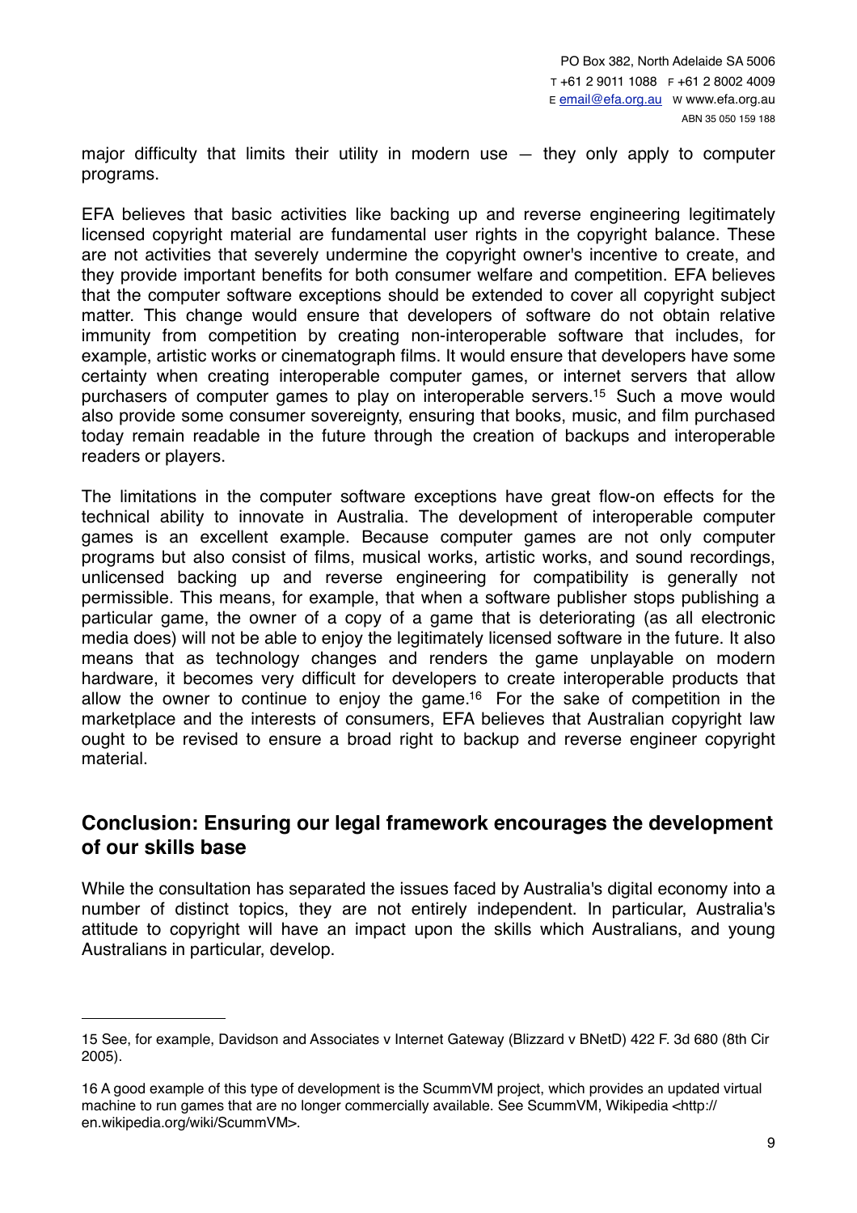major difficulty that limits their utility in modern use — they only apply to computer programs.

EFA believes that basic activities like backing up and reverse engineering legitimately licensed copyright material are fundamental user rights in the copyright balance. These are not activities that severely undermine the copyright owner's incentive to create, and they provide important benefits for both consumer welfare and competition. EFA believes that the computer software exceptions should be extended to cover all copyright subject matter. This change would ensure that developers of software do not obtain relative immunity from competition by creating non-interoperable software that includes, for example, artistic works or cinematograph films. It would ensure that developers have some certainty when creating interoperable computer games, or internet servers that allow purchasers of computer games to play on interoperable servers.[15] Such a move would also provide some consumer sovereignty, ensuring that books, music, and film purchased today remain readable in the future through the creation of backups and interoperable readers or players.

The limitations in the computer software exceptions have great flow-on effects for the technical ability to innovate in Australia. The development of interoperable computer games is an excellent example. Because computer games are not only computer programs but also consist of films, musical works, artistic works, and sound recordings, unlicensed backing up and reverse engineering for compatibility is generally not permissible. This means, for example, that when a software publisher stops publishing a particular game, the owner of a copy of a game that is deteriorating (as all electronic media does) will not be able to enjoy the legitimately licensed software in the future. It also means that as technology changes and renders the game unplayable on modern hardware, it becomes very difficult for developers to create interoperable products that allow the owner to continue to enjoy the game.[16] For the sake of competition in the marketplace and the interests of consumers, EFA believes that Australian copyright law ought to be revised to ensure a broad right to backup and reverse engineer copyright material.

## Conclusion: Ensuring our legal framework encourages the development of our skills base

While the consultation has separated the issues faced by Australia's digital economy into a number of distinct topics, they are not entirely independent. In particular, Australia's attitude to copyright will have an impact upon the skills which Australians, and young Australians in particular, develop.

---

15 See, for example, Davidson and Associates v Internet Gateway (Blizzard v BNetD) 422 F. 3d 680 (8th Cir 2005).

16 A good example of this type of development is the ScummVM project, which provides an updated virtual machine to run games that are no longer commercially available. See ScummVM, Wikipedia <http://en.wikipedia.org/wiki/ScummVM>.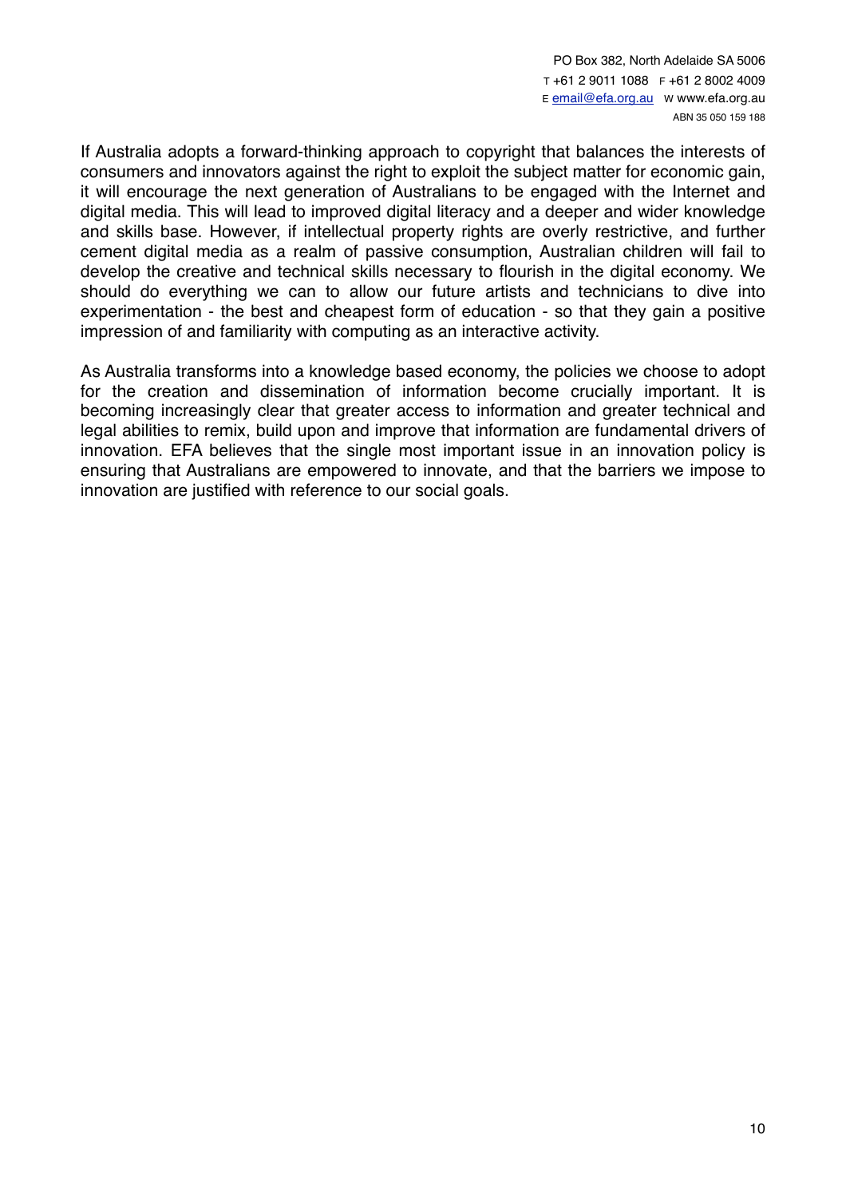PO Box 382, North Adelaide SA 5006
T +61 2 9011 1088 F +61 2 8002 4009
E email@efa.org.au W www.efa.org.au
ABN 35 050 159 188

If Australia adopts a forward-thinking approach to copyright that balances the interests of consumers and innovators against the right to exploit the subject matter for economic gain, it will encourage the next generation of Australians to be engaged with the Internet and digital media. This will lead to improved digital literacy and a deeper and wider knowledge and skills base. However, if intellectual property rights are overly restrictive, and further cement digital media as a realm of passive consumption, Australian children will fail to develop the creative and technical skills necessary to flourish in the digital economy. We should do everything we can to allow our future artists and technicians to dive into experimentation - the best and cheapest form of education - so that they gain a positive impression of and familiarity with computing as an interactive activity.

As Australia transforms into a knowledge based economy, the policies we choose to adopt for the creation and dissemination of information become crucially important. It is becoming increasingly clear that greater access to information and greater technical and legal abilities to remix, build upon and improve that information are fundamental drivers of innovation. EFA believes that the single most important issue in an innovation policy is ensuring that Australians are empowered to innovate, and that the barriers we impose to innovation are justified with reference to our social goals.